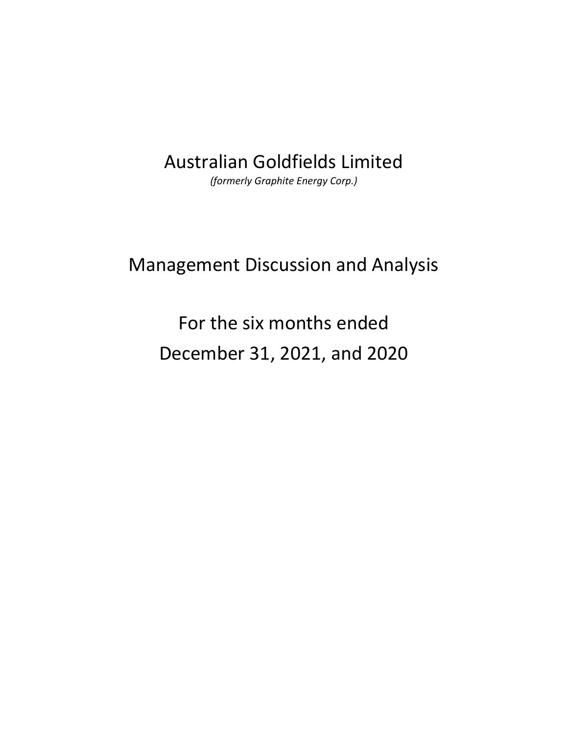# Australian Goldfields Limited

*(formerly Graphite Energy Corp.)*

## Management Discussion and Analysis

## For the six months ended December 31, 2021, and 2020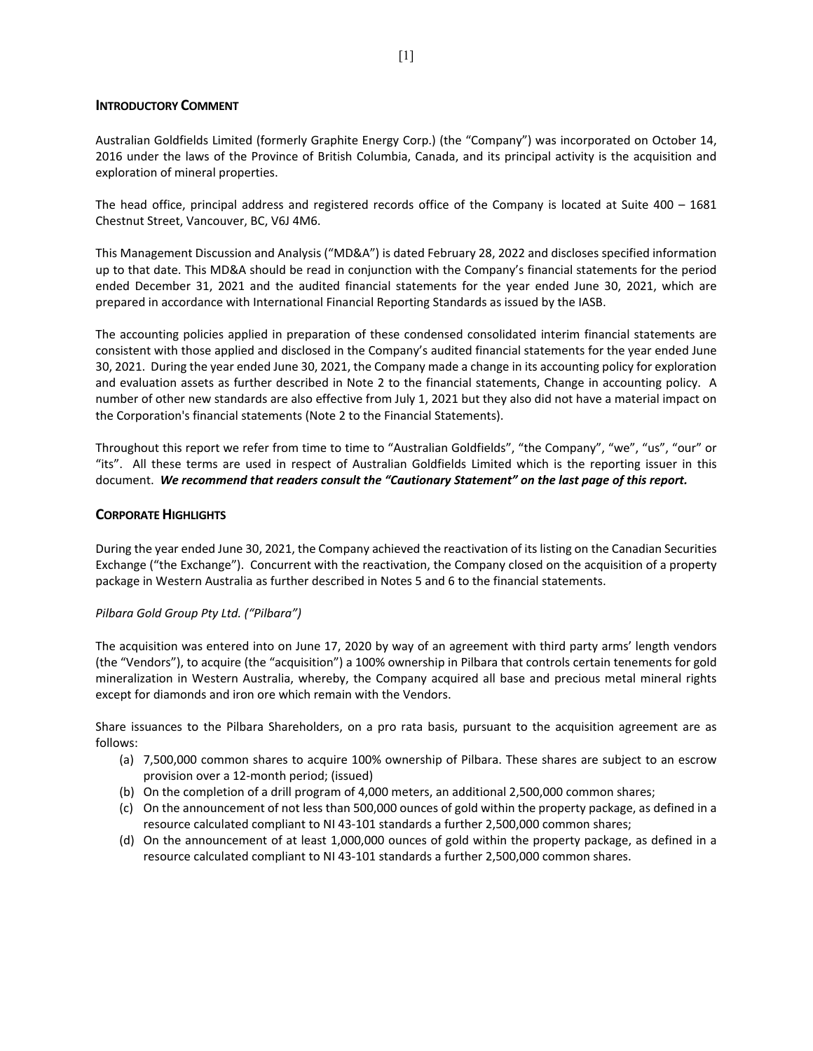## INTRODUCTORY COMMENT

Australian Goldfields Limited (formerly Graphite Energy Corp.) (the "Company") was incorporated on October 14, 2016 under the laws of the Province of British Columbia, Canada, and its principal activity is the acquisition and exploration of mineral properties.

The head office, principal address and registered records office of the Company is located at Suite 400 – 1681 Chestnut Street, Vancouver, BC, V6J 4M6.

This Management Discussion and Analysis ("MD&A") is dated February 28, 2022 and discloses specified information up to that date. This MD&A should be read in conjunction with the Company's financial statements for the period ended December 31, 2021 and the audited financial statements for the year ended June 30, 2021, which are prepared in accordance with International Financial Reporting Standards as issued by the IASB.

The accounting policies applied in preparation of these condensed consolidated interim financial statements are consistent with those applied and disclosed in the Company's audited financial statements for the year ended June 30, 2021. During the year ended June 30, 2021, the Company made a change in its accounting policy for exploration and evaluation assets as further described in Note 2 to the financial statements, Change in accounting policy. A number of other new standards are also effective from July 1, 2021 but they also did not have a material impact on the Corporation's financial statements (Note 2 to the Financial Statements).

Throughout this report we refer from time to time to "Australian Goldfields", "the Company", "we", "us", "our" or "its". All these terms are used in respect of Australian Goldfields Limited which is the reporting issuer in this document. ***We recommend that readers consult the "Cautionary Statement" on the last page of this report.***

## CORPORATE HIGHLIGHTS

During the year ended June 30, 2021, the Company achieved the reactivation of its listing on the Canadian Securities Exchange ("the Exchange"). Concurrent with the reactivation, the Company closed on the acquisition of a property package in Western Australia as further described in Notes 5 and 6 to the financial statements.

*Pilbara Gold Group Pty Ltd. ("Pilbara")*

The acquisition was entered into on June 17, 2020 by way of an agreement with third party arms' length vendors (the "Vendors"), to acquire (the "acquisition") a 100% ownership in Pilbara that controls certain tenements for gold mineralization in Western Australia, whereby, the Company acquired all base and precious metal mineral rights except for diamonds and iron ore which remain with the Vendors.

Share issuances to the Pilbara Shareholders, on a pro rata basis, pursuant to the acquisition agreement are as follows:

(a) 7,500,000 common shares to acquire 100% ownership of Pilbara. These shares are subject to an escrow provision over a 12-month period; (issued)
(b) On the completion of a drill program of 4,000 meters, an additional 2,500,000 common shares;
(c) On the announcement of not less than 500,000 ounces of gold within the property package, as defined in a resource calculated compliant to NI 43-101 standards a further 2,500,000 common shares;
(d) On the announcement of at least 1,000,000 ounces of gold within the property package, as defined in a resource calculated compliant to NI 43-101 standards a further 2,500,000 common shares.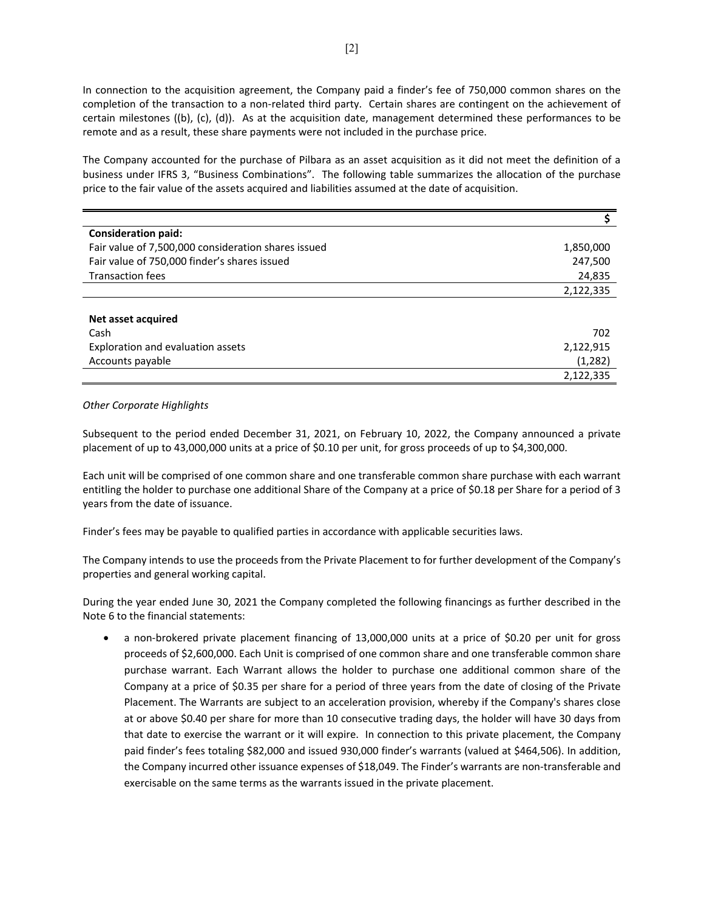In connection to the acquisition agreement, the Company paid a finder's fee of 750,000 common shares on the completion of the transaction to a non-related third party. Certain shares are contingent on the achievement of certain milestones ((b), (c), (d)). As at the acquisition date, management determined these performances to be remote and as a result, these share payments were not included in the purchase price.

The Company accounted for the purchase of Pilbara as an asset acquisition as it did not meet the definition of a business under IFRS 3, "Business Combinations". The following table summarizes the allocation of the purchase price to the fair value of the assets acquired and liabilities assumed at the date of acquisition.

| | $ |
|---|---|
| **Consideration paid:** | |
| Fair value of 7,500,000 consideration shares issued | 1,850,000 |
| Fair value of 750,000 finder's shares issued | 247,500 |
| Transaction fees | 24,835 |
| | 2,122,335 |
| | |
| **Net asset acquired** | |
| Cash | 702 |
| Exploration and evaluation assets | 2,122,915 |
| Accounts payable | (1,282) |
| | 2,122,335 |

*Other Corporate Highlights*

Subsequent to the period ended December 31, 2021, on February 10, 2022, the Company announced a private placement of up to 43,000,000 units at a price of $0.10 per unit, for gross proceeds of up to $4,300,000.

Each unit will be comprised of one common share and one transferable common share purchase with each warrant entitling the holder to purchase one additional Share of the Company at a price of $0.18 per Share for a period of 3 years from the date of issuance.

Finder's fees may be payable to qualified parties in accordance with applicable securities laws.

The Company intends to use the proceeds from the Private Placement to for further development of the Company's properties and general working capital.

During the year ended June 30, 2021 the Company completed the following financings as further described in the Note 6 to the financial statements:

- a non-brokered private placement financing of 13,000,000 units at a price of $0.20 per unit for gross proceeds of $2,600,000. Each Unit is comprised of one common share and one transferable common share purchase warrant. Each Warrant allows the holder to purchase one additional common share of the Company at a price of $0.35 per share for a period of three years from the date of closing of the Private Placement. The Warrants are subject to an acceleration provision, whereby if the Company's shares close at or above $0.40 per share for more than 10 consecutive trading days, the holder will have 30 days from that date to exercise the warrant or it will expire. In connection to this private placement, the Company paid finder's fees totaling $82,000 and issued 930,000 finder's warrants (valued at $464,506). In addition, the Company incurred other issuance expenses of $18,049. The Finder's warrants are non-transferable and exercisable on the same terms as the warrants issued in the private placement.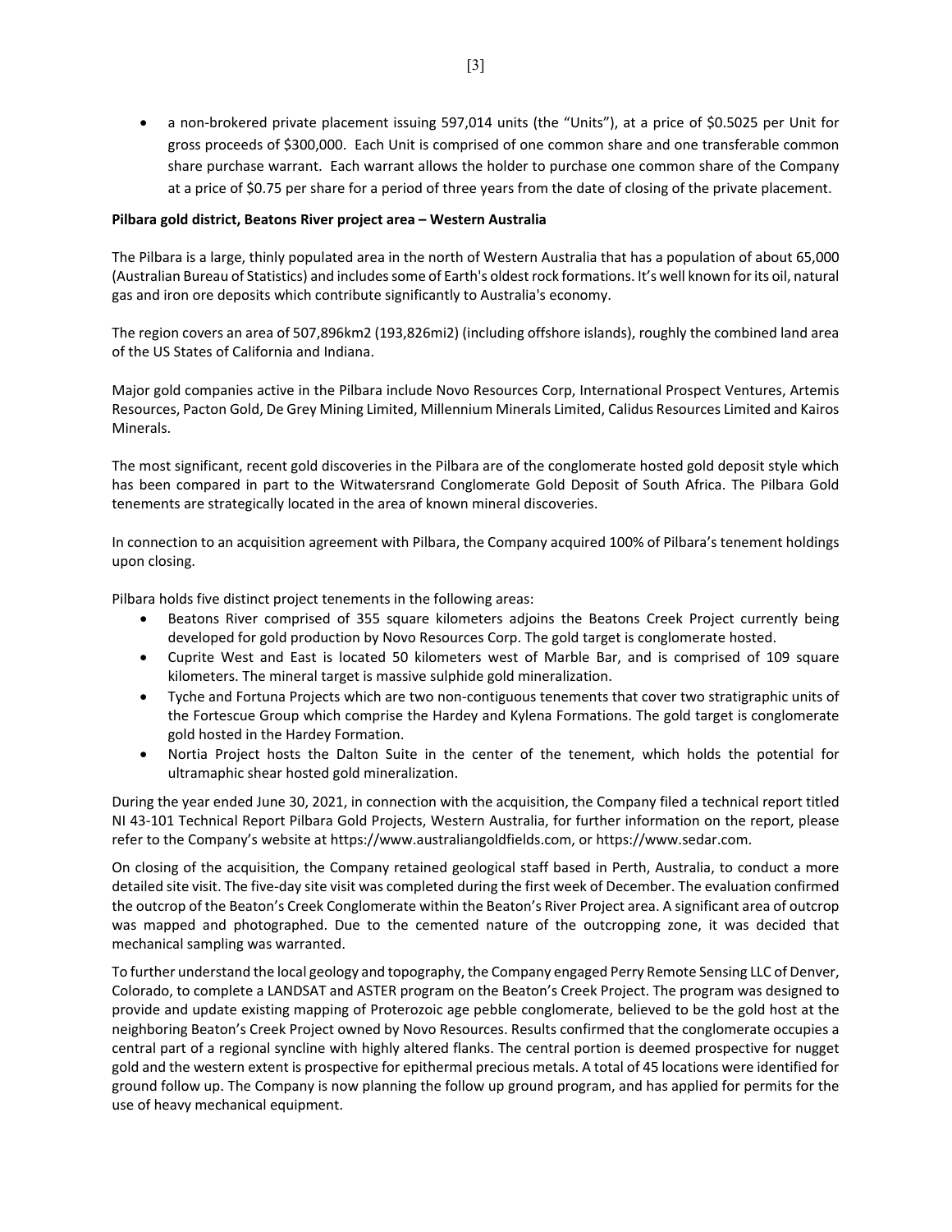- a non-brokered private placement issuing 597,014 units (the "Units"), at a price of $0.5025 per Unit for gross proceeds of $300,000. Each Unit is comprised of one common share and one transferable common share purchase warrant. Each warrant allows the holder to purchase one common share of the Company at a price of $0.75 per share for a period of three years from the date of closing of the private placement.

**Pilbara gold district, Beatons River project area – Western Australia**

The Pilbara is a large, thinly populated area in the north of Western Australia that has a population of about 65,000 (Australian Bureau of Statistics) and includes some of Earth's oldest rock formations. It's well known for its oil, natural gas and iron ore deposits which contribute significantly to Australia's economy.

The region covers an area of 507,896km2 (193,826mi2) (including offshore islands), roughly the combined land area of the US States of California and Indiana.

Major gold companies active in the Pilbara include Novo Resources Corp, International Prospect Ventures, Artemis Resources, Pacton Gold, De Grey Mining Limited, Millennium Minerals Limited, Calidus Resources Limited and Kairos Minerals.

The most significant, recent gold discoveries in the Pilbara are of the conglomerate hosted gold deposit style which has been compared in part to the Witwatersrand Conglomerate Gold Deposit of South Africa. The Pilbara Gold tenements are strategically located in the area of known mineral discoveries.

In connection to an acquisition agreement with Pilbara, the Company acquired 100% of Pilbara's tenement holdings upon closing.

Pilbara holds five distinct project tenements in the following areas:

- Beatons River comprised of 355 square kilometers adjoins the Beatons Creek Project currently being developed for gold production by Novo Resources Corp. The gold target is conglomerate hosted.
- Cuprite West and East is located 50 kilometers west of Marble Bar, and is comprised of 109 square kilometers. The mineral target is massive sulphide gold mineralization.
- Tyche and Fortuna Projects which are two non-contiguous tenements that cover two stratigraphic units of the Fortescue Group which comprise the Hardey and Kylena Formations. The gold target is conglomerate gold hosted in the Hardey Formation.
- Nortia Project hosts the Dalton Suite in the center of the tenement, which holds the potential for ultramaphic shear hosted gold mineralization.

During the year ended June 30, 2021, in connection with the acquisition, the Company filed a technical report titled NI 43-101 Technical Report Pilbara Gold Projects, Western Australia, for further information on the report, please refer to the Company's website at https://www.australiangoldfields.com, or https://www.sedar.com.

On closing of the acquisition, the Company retained geological staff based in Perth, Australia, to conduct a more detailed site visit. The five-day site visit was completed during the first week of December. The evaluation confirmed the outcrop of the Beaton's Creek Conglomerate within the Beaton's River Project area. A significant area of outcrop was mapped and photographed. Due to the cemented nature of the outcropping zone, it was decided that mechanical sampling was warranted.

To further understand the local geology and topography, the Company engaged Perry Remote Sensing LLC of Denver, Colorado, to complete a LANDSAT and ASTER program on the Beaton's Creek Project. The program was designed to provide and update existing mapping of Proterozoic age pebble conglomerate, believed to be the gold host at the neighboring Beaton's Creek Project owned by Novo Resources. Results confirmed that the conglomerate occupies a central part of a regional syncline with highly altered flanks. The central portion is deemed prospective for nugget gold and the western extent is prospective for epithermal precious metals. A total of 45 locations were identified for ground follow up. The Company is now planning the follow up ground program, and has applied for permits for the use of heavy mechanical equipment.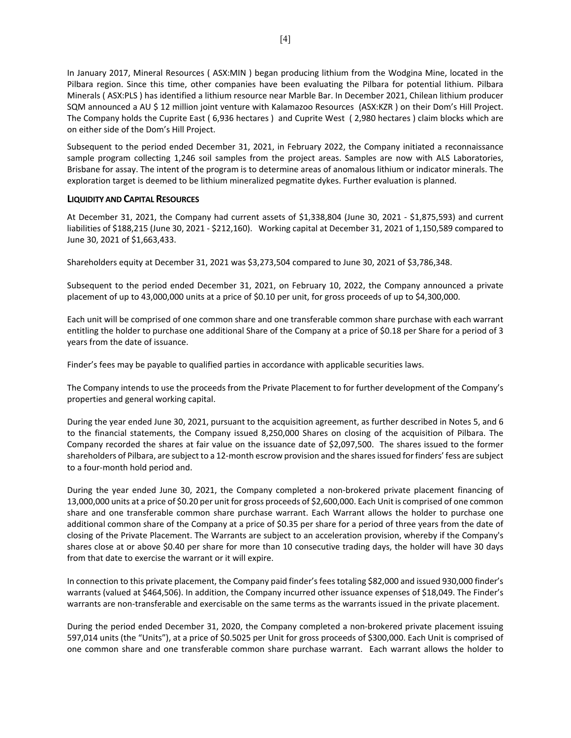In January 2017, Mineral Resources ( ASX:MIN ) began producing lithium from the Wodgina Mine, located in the Pilbara region. Since this time, other companies have been evaluating the Pilbara for potential lithium. Pilbara Minerals ( ASX:PLS ) has identified a lithium resource near Marble Bar. In December 2021, Chilean lithium producer SQM announced a AU $ 12 million joint venture with Kalamazoo Resources (ASX:KZR ) on their Dom's Hill Project. The Company holds the Cuprite East ( 6,936 hectares ) and Cuprite West ( 2,980 hectares ) claim blocks which are on either side of the Dom's Hill Project.

Subsequent to the period ended December 31, 2021, in February 2022, the Company initiated a reconnaissance sample program collecting 1,246 soil samples from the project areas. Samples are now with ALS Laboratories, Brisbane for assay. The intent of the program is to determine areas of anomalous lithium or indicator minerals. The exploration target is deemed to be lithium mineralized pegmatite dykes. Further evaluation is planned.

## LIQUIDITY AND CAPITAL RESOURCES

At December 31, 2021, the Company had current assets of $1,338,804 (June 30, 2021 - $1,875,593) and current liabilities of $188,215 (June 30, 2021 - $212,160). Working capital at December 31, 2021 of 1,150,589 compared to June 30, 2021 of $1,663,433.

Shareholders equity at December 31, 2021 was $3,273,504 compared to June 30, 2021 of $3,786,348.

Subsequent to the period ended December 31, 2021, on February 10, 2022, the Company announced a private placement of up to 43,000,000 units at a price of $0.10 per unit, for gross proceeds of up to $4,300,000.

Each unit will be comprised of one common share and one transferable common share purchase with each warrant entitling the holder to purchase one additional Share of the Company at a price of $0.18 per Share for a period of 3 years from the date of issuance.

Finder's fees may be payable to qualified parties in accordance with applicable securities laws.

The Company intends to use the proceeds from the Private Placement to for further development of the Company's properties and general working capital.

During the year ended June 30, 2021, pursuant to the acquisition agreement, as further described in Notes 5, and 6 to the financial statements, the Company issued 8,250,000 Shares on closing of the acquisition of Pilbara. The Company recorded the shares at fair value on the issuance date of $2,097,500. The shares issued to the former shareholders of Pilbara, are subject to a 12-month escrow provision and the shares issued for finders' fess are subject to a four-month hold period and.

During the year ended June 30, 2021, the Company completed a non-brokered private placement financing of 13,000,000 units at a price of $0.20 per unit for gross proceeds of $2,600,000. Each Unit is comprised of one common share and one transferable common share purchase warrant. Each Warrant allows the holder to purchase one additional common share of the Company at a price of $0.35 per share for a period of three years from the date of closing of the Private Placement. The Warrants are subject to an acceleration provision, whereby if the Company's shares close at or above $0.40 per share for more than 10 consecutive trading days, the holder will have 30 days from that date to exercise the warrant or it will expire.

In connection to this private placement, the Company paid finder's fees totaling $82,000 and issued 930,000 finder's warrants (valued at $464,506). In addition, the Company incurred other issuance expenses of $18,049. The Finder's warrants are non-transferable and exercisable on the same terms as the warrants issued in the private placement.

During the period ended December 31, 2020, the Company completed a non-brokered private placement issuing 597,014 units (the "Units"), at a price of $0.5025 per Unit for gross proceeds of $300,000. Each Unit is comprised of one common share and one transferable common share purchase warrant. Each warrant allows the holder to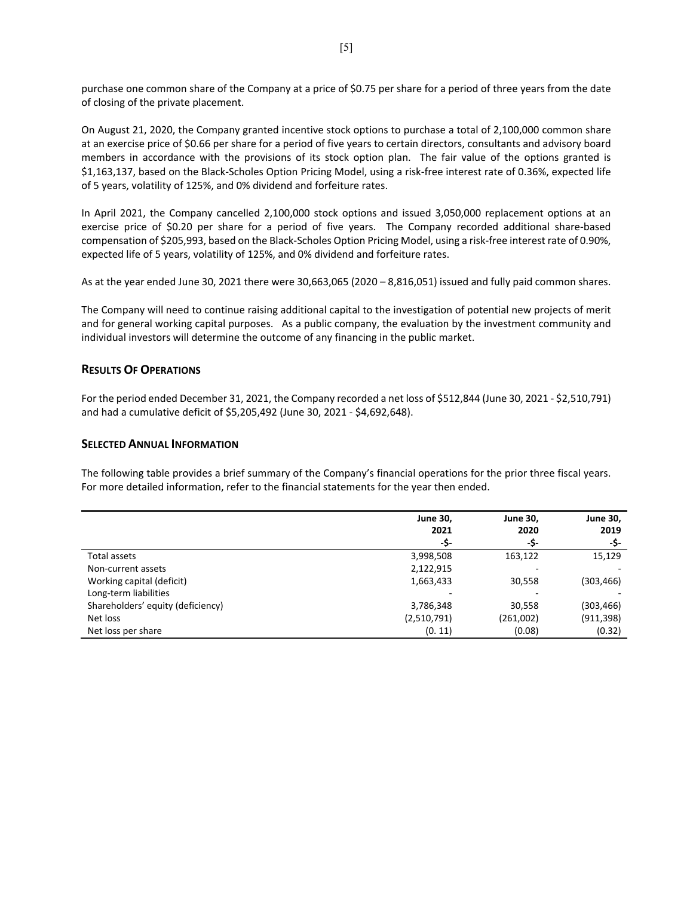purchase one common share of the Company at a price of $0.75 per share for a period of three years from the date of closing of the private placement.

On August 21, 2020, the Company granted incentive stock options to purchase a total of 2,100,000 common share at an exercise price of $0.66 per share for a period of five years to certain directors, consultants and advisory board members in accordance with the provisions of its stock option plan. The fair value of the options granted is $1,163,137, based on the Black-Scholes Option Pricing Model, using a risk-free interest rate of 0.36%, expected life of 5 years, volatility of 125%, and 0% dividend and forfeiture rates.

In April 2021, the Company cancelled 2,100,000 stock options and issued 3,050,000 replacement options at an exercise price of $0.20 per share for a period of five years. The Company recorded additional share-based compensation of $205,993, based on the Black-Scholes Option Pricing Model, using a risk-free interest rate of 0.90%, expected life of 5 years, volatility of 125%, and 0% dividend and forfeiture rates.

As at the year ended June 30, 2021 there were 30,663,065 (2020 – 8,816,051) issued and fully paid common shares.

The Company will need to continue raising additional capital to the investigation of potential new projects of merit and for general working capital purposes. As a public company, the evaluation by the investment community and individual investors will determine the outcome of any financing in the public market.

## Results Of Operations

For the period ended December 31, 2021, the Company recorded a net loss of $512,844 (June 30, 2021 - $2,510,791) and had a cumulative deficit of $5,205,492 (June 30, 2021 - $4,692,648).

## Selected Annual Information

The following table provides a brief summary of the Company's financial operations for the prior three fiscal years. For more detailed information, refer to the financial statements for the year then ended.

| | June 30, 2021 -$- | June 30, 2020 -$- | June 30, 2019 -$- |
|---|---|---|---|
| Total assets | 3,998,508 | 163,122 | 15,129 |
| Non-current assets | 2,122,915 | - | - |
| Working capital (deficit) | 1,663,433 | 30,558 | (303,466) |
| Long-term liabilities | - | - | - |
| Shareholders' equity (deficiency) | 3,786,348 | 30,558 | (303,466) |
| Net loss | (2,510,791) | (261,002) | (911,398) |
| Net loss per share | (0. 11) | (0.08) | (0.32) |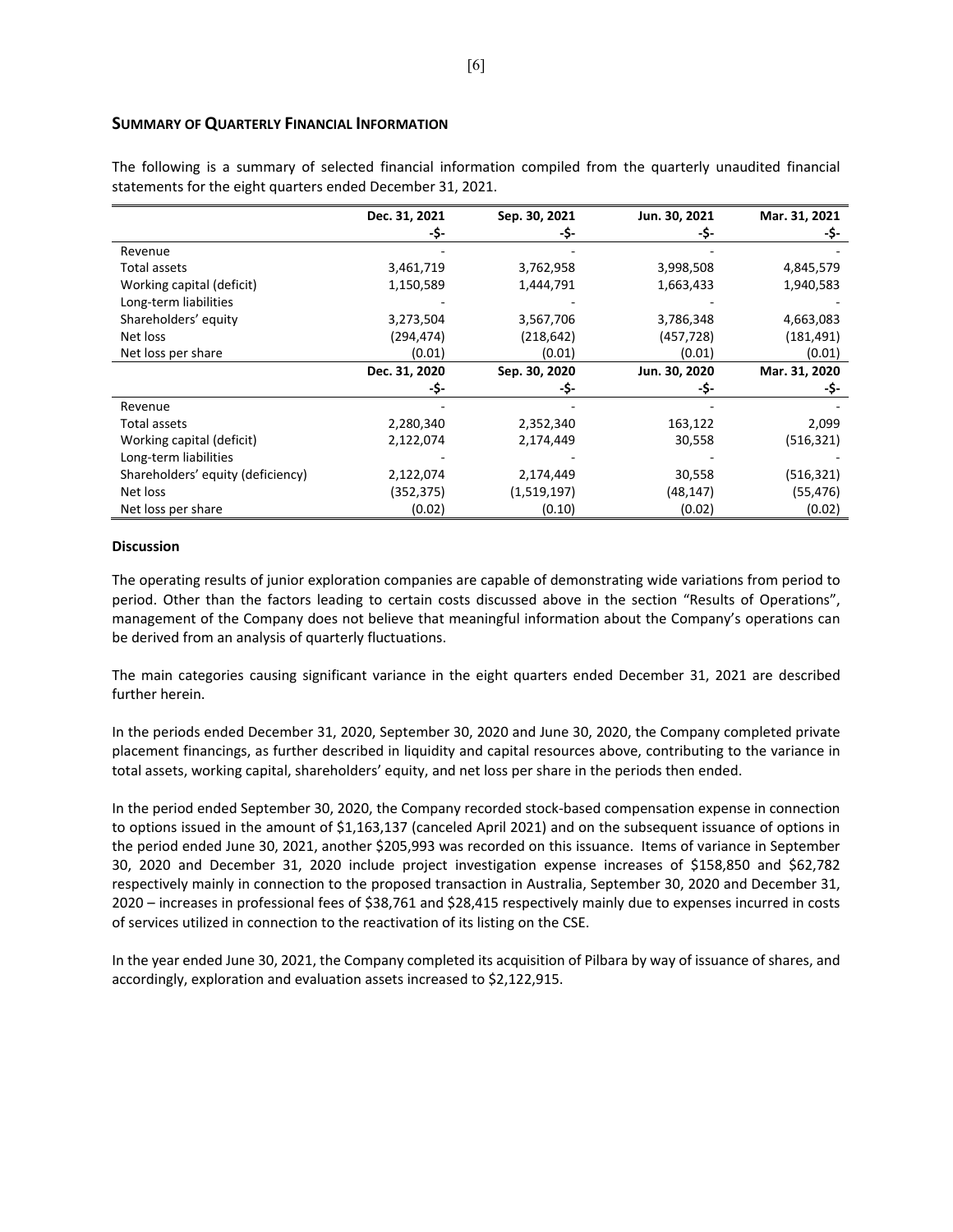## Summary of Quarterly Financial Information

The following is a summary of selected financial information compiled from the quarterly unaudited financial statements for the eight quarters ended December 31, 2021.

| | Dec. 31, 2021<br>-$- | Sep. 30, 2021<br>-$- | Jun. 30, 2021<br>-$- | Mar. 31, 2021<br>-$- |
|---|---|---|---|---|
| Revenue | - | - | - | - |
| Total assets | 3,461,719 | 3,762,958 | 3,998,508 | 4,845,579 |
| Working capital (deficit) | 1,150,589 | 1,444,791 | 1,663,433 | 1,940,583 |
| Long-term liabilities | - | - | - | - |
| Shareholders' equity | 3,273,504 | 3,567,706 | 3,786,348 | 4,663,083 |
| Net loss | (294,474) | (218,642) | (457,728) | (181,491) |
| Net loss per share | (0.01) | (0.01) | (0.01) | (0.01) |
| | **Dec. 31, 2020<br>-$-** | **Sep. 30, 2020<br>-$-** | **Jun. 30, 2020<br>-$-** | **Mar. 31, 2020<br>-$-** |
| Revenue | - | - | - | - |
| Total assets | 2,280,340 | 2,352,340 | 163,122 | 2,099 |
| Working capital (deficit) | 2,122,074 | 2,174,449 | 30,558 | (516,321) |
| Long-term liabilities | - | - | - | - |
| Shareholders' equity (deficiency) | 2,122,074 | 2,174,449 | 30,558 | (516,321) |
| Net loss | (352,375) | (1,519,197) | (48,147) | (55,476) |
| Net loss per share | (0.02) | (0.10) | (0.02) | (0.02) |

### Discussion

The operating results of junior exploration companies are capable of demonstrating wide variations from period to period. Other than the factors leading to certain costs discussed above in the section "Results of Operations", management of the Company does not believe that meaningful information about the Company's operations can be derived from an analysis of quarterly fluctuations.

The main categories causing significant variance in the eight quarters ended December 31, 2021 are described further herein.

In the periods ended December 31, 2020, September 30, 2020 and June 30, 2020, the Company completed private placement financings, as further described in liquidity and capital resources above, contributing to the variance in total assets, working capital, shareholders' equity, and net loss per share in the periods then ended.

In the period ended September 30, 2020, the Company recorded stock-based compensation expense in connection to options issued in the amount of $1,163,137 (canceled April 2021) and on the subsequent issuance of options in the period ended June 30, 2021, another $205,993 was recorded on this issuance. Items of variance in September 30, 2020 and December 31, 2020 include project investigation expense increases of $158,850 and $62,782 respectively mainly in connection to the proposed transaction in Australia, September 30, 2020 and December 31, 2020 – increases in professional fees of $38,761 and $28,415 respectively mainly due to expenses incurred in costs of services utilized in connection to the reactivation of its listing on the CSE.

In the year ended June 30, 2021, the Company completed its acquisition of Pilbara by way of issuance of shares, and accordingly, exploration and evaluation assets increased to $2,122,915.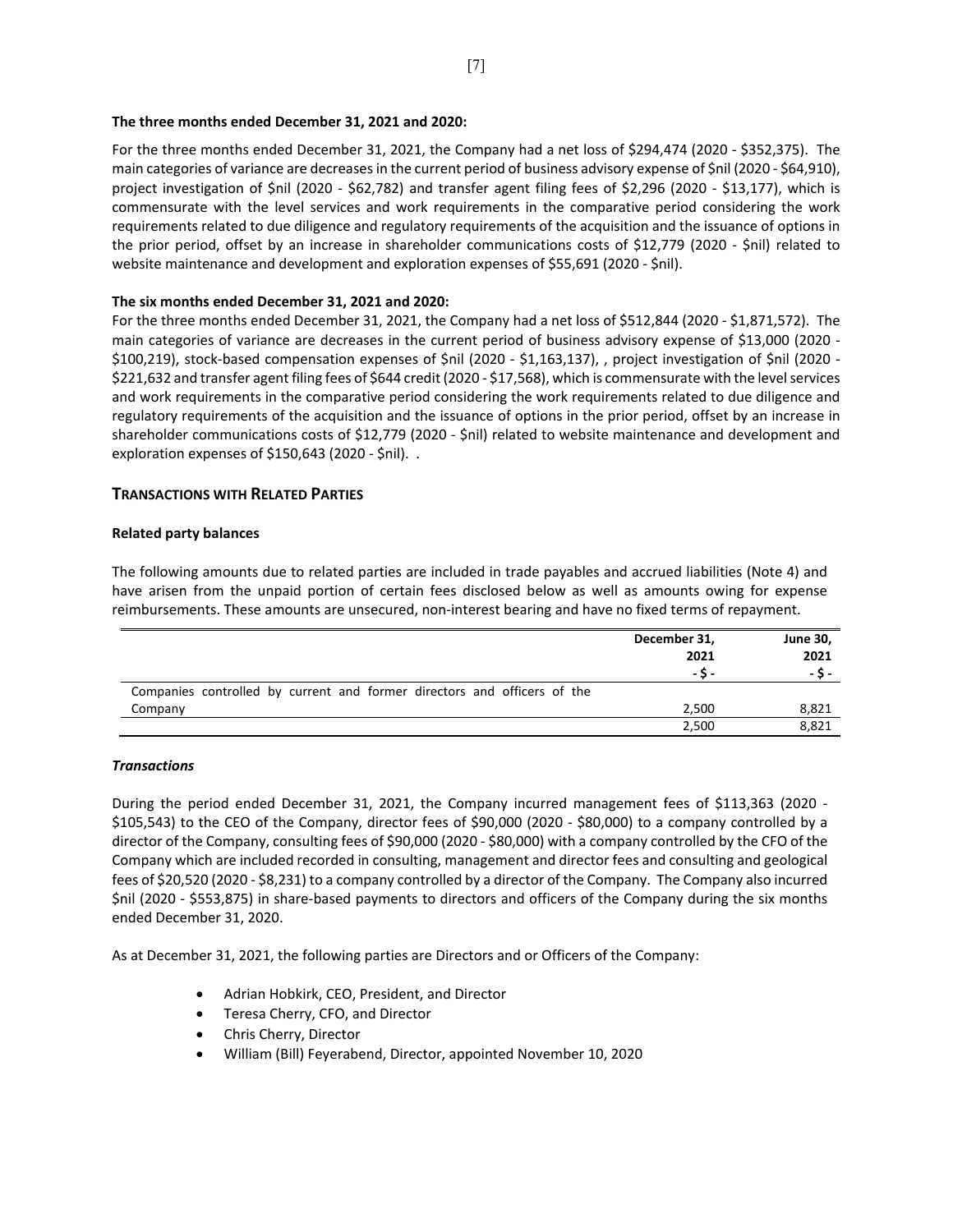**The three months ended December 31, 2021 and 2020:**

For the three months ended December 31, 2021, the Company had a net loss of $294,474 (2020 - $352,375). The main categories of variance are decreases in the current period of business advisory expense of $nil (2020 - $64,910), project investigation of $nil (2020 - $62,782) and transfer agent filing fees of $2,296 (2020 - $13,177), which is commensurate with the level services and work requirements in the comparative period considering the work requirements related to due diligence and regulatory requirements of the acquisition and the issuance of options in the prior period, offset by an increase in shareholder communications costs of $12,779 (2020 - $nil) related to website maintenance and development and exploration expenses of $55,691 (2020 - $nil).

**The six months ended December 31, 2021 and 2020:**

For the three months ended December 31, 2021, the Company had a net loss of $512,844 (2020 - $1,871,572). The main categories of variance are decreases in the current period of business advisory expense of $13,000 (2020 - $100,219), stock-based compensation expenses of $nil (2020 - $1,163,137), , project investigation of $nil (2020 - $221,632 and transfer agent filing fees of $644 credit (2020 - $17,568), which is commensurate with the level services and work requirements in the comparative period considering the work requirements related to due diligence and regulatory requirements of the acquisition and the issuance of options in the prior period, offset by an increase in shareholder communications costs of $12,779 (2020 - $nil) related to website maintenance and development and exploration expenses of $150,643 (2020 - $nil). .

## TRANSACTIONS WITH RELATED PARTIES

**Related party balances**

The following amounts due to related parties are included in trade payables and accrued liabilities (Note 4) and have arisen from the unpaid portion of certain fees disclosed below as well as amounts owing for expense reimbursements. These amounts are unsecured, non-interest bearing and have no fixed terms of repayment.

| | December 31, 2021 - $ - | June 30, 2021 - $ - |
|---|---|---|
| Companies controlled by current and former directors and officers of the Company | 2,500 | 8,821 |
| | 2,500 | 8,821 |

***Transactions***

During the period ended December 31, 2021, the Company incurred management fees of $113,363 (2020 - $105,543) to the CEO of the Company, director fees of $90,000 (2020 - $80,000) to a company controlled by a director of the Company, consulting fees of $90,000 (2020 - $80,000) with a company controlled by the CFO of the Company which are included recorded in consulting, management and director fees and consulting and geological fees of $20,520 (2020 - $8,231) to a company controlled by a director of the Company. The Company also incurred $nil (2020 - $553,875) in share-based payments to directors and officers of the Company during the six months ended December 31, 2020.

As at December 31, 2021, the following parties are Directors and or Officers of the Company:

- Adrian Hobkirk, CEO, President, and Director
- Teresa Cherry, CFO, and Director
- Chris Cherry, Director
- William (Bill) Feyerabend, Director, appointed November 10, 2020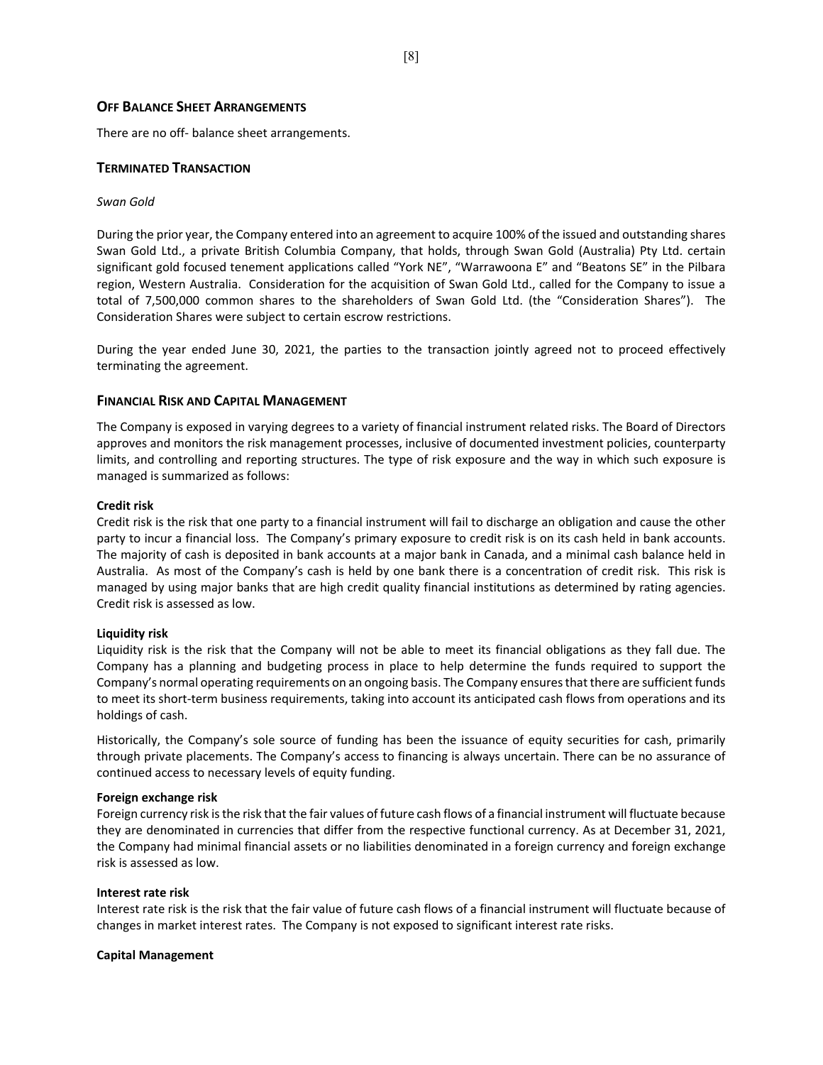## Off Balance Sheet Arrangements

There are no off- balance sheet arrangements.

## Terminated Transaction

*Swan Gold*

During the prior year, the Company entered into an agreement to acquire 100% of the issued and outstanding shares Swan Gold Ltd., a private British Columbia Company, that holds, through Swan Gold (Australia) Pty Ltd. certain significant gold focused tenement applications called "York NE", "Warrawoona E" and "Beatons SE" in the Pilbara region, Western Australia. Consideration for the acquisition of Swan Gold Ltd., called for the Company to issue a total of 7,500,000 common shares to the shareholders of Swan Gold Ltd. (the "Consideration Shares"). The Consideration Shares were subject to certain escrow restrictions.

During the year ended June 30, 2021, the parties to the transaction jointly agreed not to proceed effectively terminating the agreement.

## Financial Risk and Capital Management

The Company is exposed in varying degrees to a variety of financial instrument related risks. The Board of Directors approves and monitors the risk management processes, inclusive of documented investment policies, counterparty limits, and controlling and reporting structures. The type of risk exposure and the way in which such exposure is managed is summarized as follows:

**Credit risk**

Credit risk is the risk that one party to a financial instrument will fail to discharge an obligation and cause the other party to incur a financial loss. The Company's primary exposure to credit risk is on its cash held in bank accounts. The majority of cash is deposited in bank accounts at a major bank in Canada, and a minimal cash balance held in Australia. As most of the Company's cash is held by one bank there is a concentration of credit risk. This risk is managed by using major banks that are high credit quality financial institutions as determined by rating agencies. Credit risk is assessed as low.

**Liquidity risk**

Liquidity risk is the risk that the Company will not be able to meet its financial obligations as they fall due. The Company has a planning and budgeting process in place to help determine the funds required to support the Company's normal operating requirements on an ongoing basis. The Company ensures that there are sufficient funds to meet its short-term business requirements, taking into account its anticipated cash flows from operations and its holdings of cash.

Historically, the Company's sole source of funding has been the issuance of equity securities for cash, primarily through private placements. The Company's access to financing is always uncertain. There can be no assurance of continued access to necessary levels of equity funding.

**Foreign exchange risk**

Foreign currency risk is the risk that the fair values of future cash flows of a financial instrument will fluctuate because they are denominated in currencies that differ from the respective functional currency. As at December 31, 2021, the Company had minimal financial assets or no liabilities denominated in a foreign currency and foreign exchange risk is assessed as low.

**Interest rate risk**

Interest rate risk is the risk that the fair value of future cash flows of a financial instrument will fluctuate because of changes in market interest rates. The Company is not exposed to significant interest rate risks.

**Capital Management**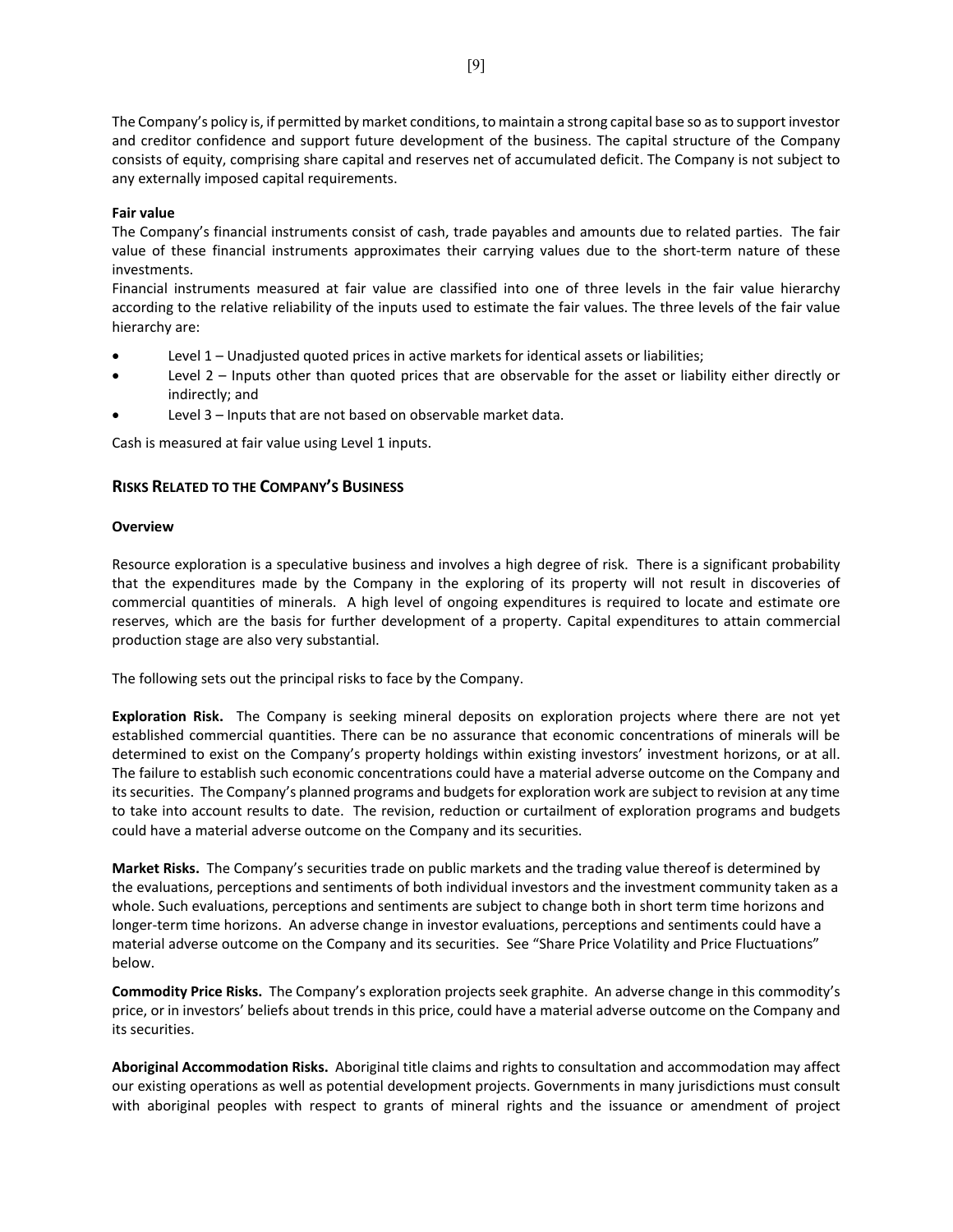The Company's policy is, if permitted by market conditions, to maintain a strong capital base so as to support investor and creditor confidence and support future development of the business. The capital structure of the Company consists of equity, comprising share capital and reserves net of accumulated deficit. The Company is not subject to any externally imposed capital requirements.

**Fair value**

The Company's financial instruments consist of cash, trade payables and amounts due to related parties. The fair value of these financial instruments approximates their carrying values due to the short-term nature of these investments.

Financial instruments measured at fair value are classified into one of three levels in the fair value hierarchy according to the relative reliability of the inputs used to estimate the fair values. The three levels of the fair value hierarchy are:

- Level 1 – Unadjusted quoted prices in active markets for identical assets or liabilities;
- Level 2 – Inputs other than quoted prices that are observable for the asset or liability either directly or indirectly; and
- Level 3 – Inputs that are not based on observable market data.

Cash is measured at fair value using Level 1 inputs.

## RISKS RELATED TO THE COMPANY'S BUSINESS

**Overview**

Resource exploration is a speculative business and involves a high degree of risk. There is a significant probability that the expenditures made by the Company in the exploring of its property will not result in discoveries of commercial quantities of minerals. A high level of ongoing expenditures is required to locate and estimate ore reserves, which are the basis for further development of a property. Capital expenditures to attain commercial production stage are also very substantial.

The following sets out the principal risks to face by the Company.

**Exploration Risk.** The Company is seeking mineral deposits on exploration projects where there are not yet established commercial quantities. There can be no assurance that economic concentrations of minerals will be determined to exist on the Company's property holdings within existing investors' investment horizons, or at all. The failure to establish such economic concentrations could have a material adverse outcome on the Company and its securities. The Company's planned programs and budgets for exploration work are subject to revision at any time to take into account results to date. The revision, reduction or curtailment of exploration programs and budgets could have a material adverse outcome on the Company and its securities.

**Market Risks.** The Company's securities trade on public markets and the trading value thereof is determined by the evaluations, perceptions and sentiments of both individual investors and the investment community taken as a whole. Such evaluations, perceptions and sentiments are subject to change both in short term time horizons and longer-term time horizons. An adverse change in investor evaluations, perceptions and sentiments could have a material adverse outcome on the Company and its securities. See "Share Price Volatility and Price Fluctuations" below.

**Commodity Price Risks.** The Company's exploration projects seek graphite. An adverse change in this commodity's price, or in investors' beliefs about trends in this price, could have a material adverse outcome on the Company and its securities.

**Aboriginal Accommodation Risks.** Aboriginal title claims and rights to consultation and accommodation may affect our existing operations as well as potential development projects. Governments in many jurisdictions must consult with aboriginal peoples with respect to grants of mineral rights and the issuance or amendment of project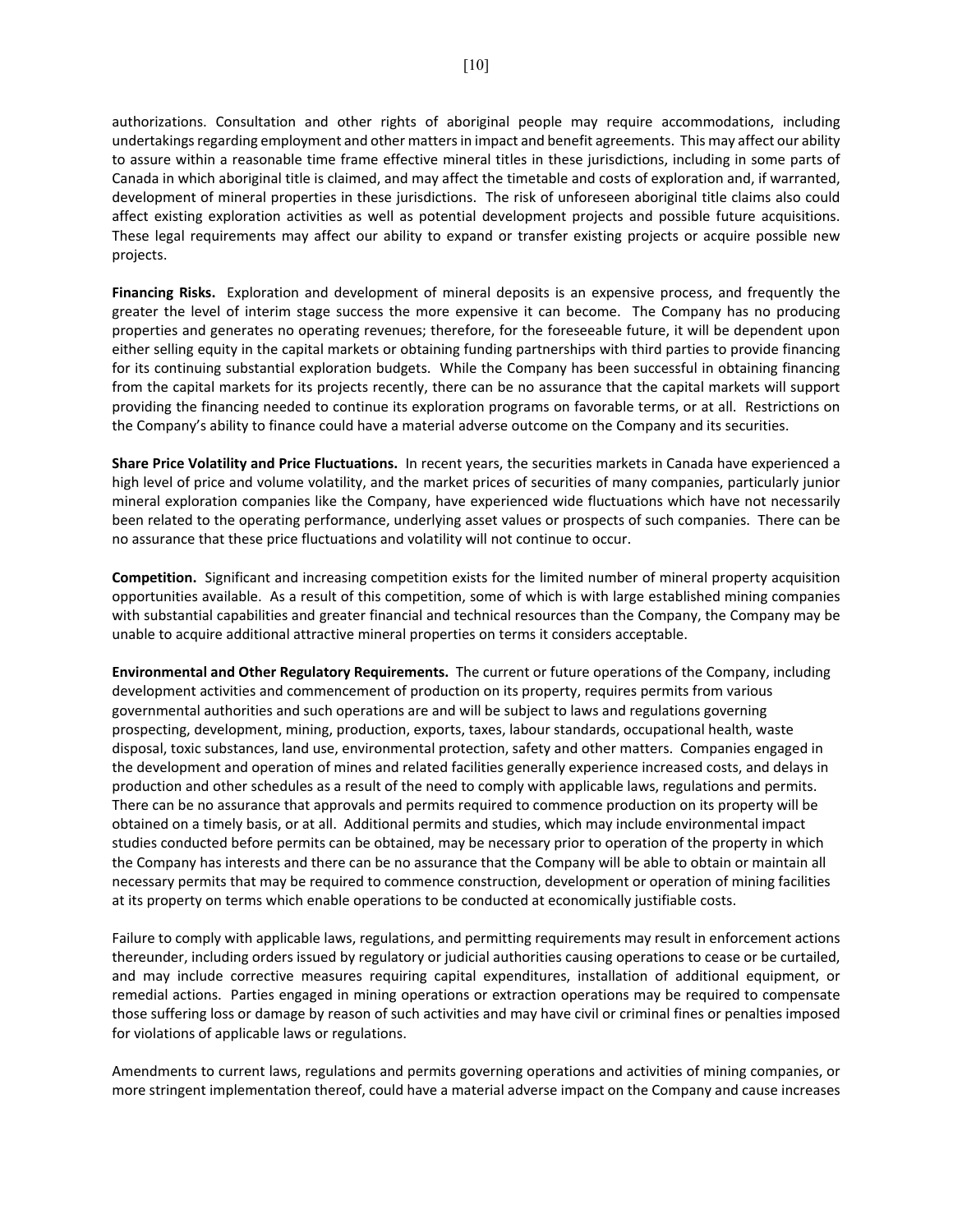authorizations. Consultation and other rights of aboriginal people may require accommodations, including undertakings regarding employment and other matters in impact and benefit agreements. This may affect our ability to assure within a reasonable time frame effective mineral titles in these jurisdictions, including in some parts of Canada in which aboriginal title is claimed, and may affect the timetable and costs of exploration and, if warranted, development of mineral properties in these jurisdictions. The risk of unforeseen aboriginal title claims also could affect existing exploration activities as well as potential development projects and possible future acquisitions. These legal requirements may affect our ability to expand or transfer existing projects or acquire possible new projects.

**Financing Risks.** Exploration and development of mineral deposits is an expensive process, and frequently the greater the level of interim stage success the more expensive it can become. The Company has no producing properties and generates no operating revenues; therefore, for the foreseeable future, it will be dependent upon either selling equity in the capital markets or obtaining funding partnerships with third parties to provide financing for its continuing substantial exploration budgets. While the Company has been successful in obtaining financing from the capital markets for its projects recently, there can be no assurance that the capital markets will support providing the financing needed to continue its exploration programs on favorable terms, or at all. Restrictions on the Company's ability to finance could have a material adverse outcome on the Company and its securities.

**Share Price Volatility and Price Fluctuations.** In recent years, the securities markets in Canada have experienced a high level of price and volume volatility, and the market prices of securities of many companies, particularly junior mineral exploration companies like the Company, have experienced wide fluctuations which have not necessarily been related to the operating performance, underlying asset values or prospects of such companies. There can be no assurance that these price fluctuations and volatility will not continue to occur.

**Competition.** Significant and increasing competition exists for the limited number of mineral property acquisition opportunities available. As a result of this competition, some of which is with large established mining companies with substantial capabilities and greater financial and technical resources than the Company, the Company may be unable to acquire additional attractive mineral properties on terms it considers acceptable.

**Environmental and Other Regulatory Requirements.** The current or future operations of the Company, including development activities and commencement of production on its property, requires permits from various governmental authorities and such operations are and will be subject to laws and regulations governing prospecting, development, mining, production, exports, taxes, labour standards, occupational health, waste disposal, toxic substances, land use, environmental protection, safety and other matters. Companies engaged in the development and operation of mines and related facilities generally experience increased costs, and delays in production and other schedules as a result of the need to comply with applicable laws, regulations and permits. There can be no assurance that approvals and permits required to commence production on its property will be obtained on a timely basis, or at all. Additional permits and studies, which may include environmental impact studies conducted before permits can be obtained, may be necessary prior to operation of the property in which the Company has interests and there can be no assurance that the Company will be able to obtain or maintain all necessary permits that may be required to commence construction, development or operation of mining facilities at its property on terms which enable operations to be conducted at economically justifiable costs.

Failure to comply with applicable laws, regulations, and permitting requirements may result in enforcement actions thereunder, including orders issued by regulatory or judicial authorities causing operations to cease or be curtailed, and may include corrective measures requiring capital expenditures, installation of additional equipment, or remedial actions. Parties engaged in mining operations or extraction operations may be required to compensate those suffering loss or damage by reason of such activities and may have civil or criminal fines or penalties imposed for violations of applicable laws or regulations.

Amendments to current laws, regulations and permits governing operations and activities of mining companies, or more stringent implementation thereof, could have a material adverse impact on the Company and cause increases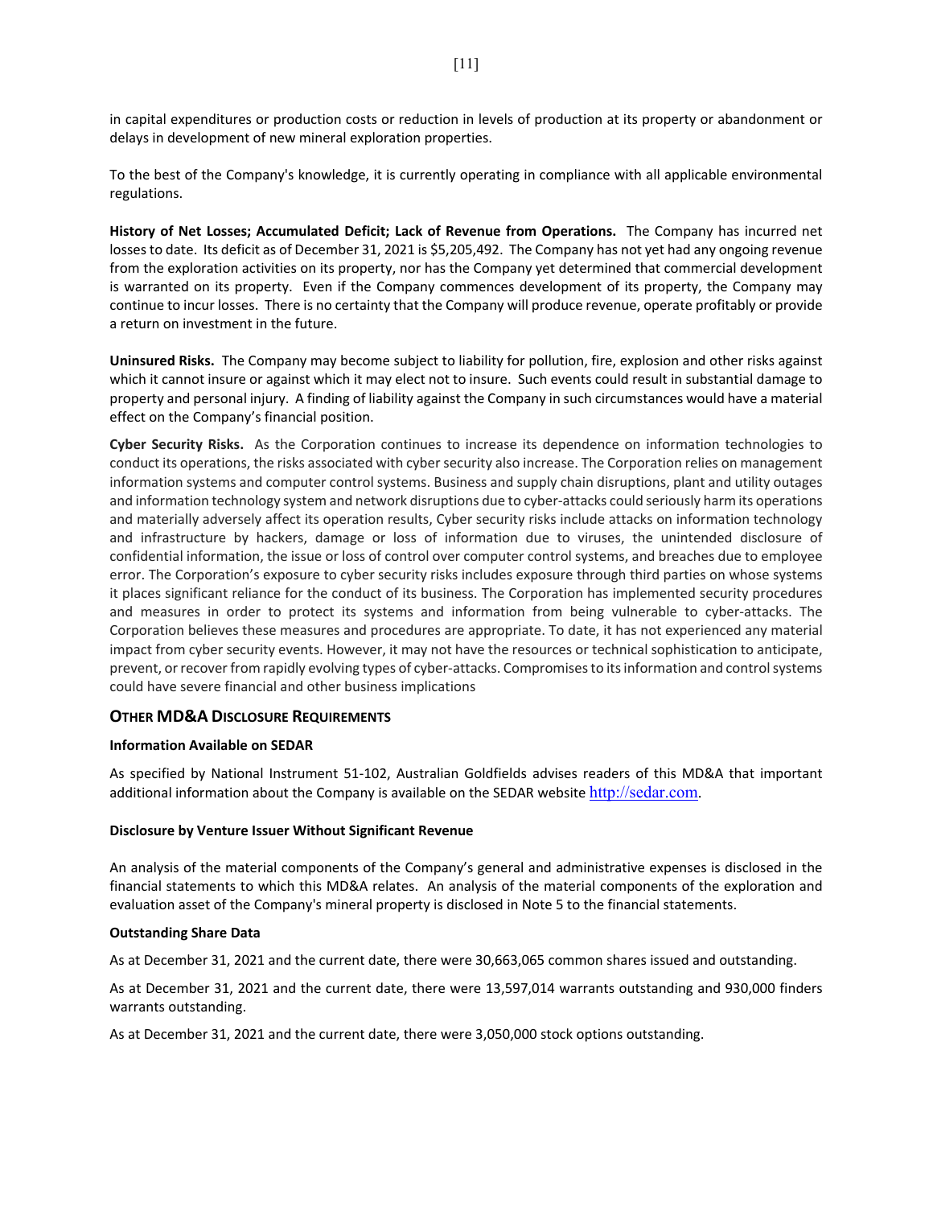in capital expenditures or production costs or reduction in levels of production at its property or abandonment or delays in development of new mineral exploration properties.

To the best of the Company's knowledge, it is currently operating in compliance with all applicable environmental regulations.

**History of Net Losses; Accumulated Deficit; Lack of Revenue from Operations.** The Company has incurred net losses to date. Its deficit as of December 31, 2021 is $5,205,492. The Company has not yet had any ongoing revenue from the exploration activities on its property, nor has the Company yet determined that commercial development is warranted on its property. Even if the Company commences development of its property, the Company may continue to incur losses. There is no certainty that the Company will produce revenue, operate profitably or provide a return on investment in the future.

**Uninsured Risks.** The Company may become subject to liability for pollution, fire, explosion and other risks against which it cannot insure or against which it may elect not to insure. Such events could result in substantial damage to property and personal injury. A finding of liability against the Company in such circumstances would have a material effect on the Company's financial position.

**Cyber Security Risks.** As the Corporation continues to increase its dependence on information technologies to conduct its operations, the risks associated with cyber security also increase. The Corporation relies on management information systems and computer control systems. Business and supply chain disruptions, plant and utility outages and information technology system and network disruptions due to cyber-attacks could seriously harm its operations and materially adversely affect its operation results, Cyber security risks include attacks on information technology and infrastructure by hackers, damage or loss of information due to viruses, the unintended disclosure of confidential information, the issue or loss of control over computer control systems, and breaches due to employee error. The Corporation's exposure to cyber security risks includes exposure through third parties on whose systems it places significant reliance for the conduct of its business. The Corporation has implemented security procedures and measures in order to protect its systems and information from being vulnerable to cyber-attacks. The Corporation believes these measures and procedures are appropriate. To date, it has not experienced any material impact from cyber security events. However, it may not have the resources or technical sophistication to anticipate, prevent, or recover from rapidly evolving types of cyber-attacks. Compromises to its information and control systems could have severe financial and other business implications

## OTHER MD&A DISCLOSURE REQUIREMENTS

### Information Available on SEDAR

As specified by National Instrument 51-102, Australian Goldfields advises readers of this MD&A that important additional information about the Company is available on the SEDAR website http://sedar.com.

### Disclosure by Venture Issuer Without Significant Revenue

An analysis of the material components of the Company's general and administrative expenses is disclosed in the financial statements to which this MD&A relates. An analysis of the material components of the exploration and evaluation asset of the Company's mineral property is disclosed in Note 5 to the financial statements.

### Outstanding Share Data

As at December 31, 2021 and the current date, there were 30,663,065 common shares issued and outstanding.

As at December 31, 2021 and the current date, there were 13,597,014 warrants outstanding and 930,000 finders warrants outstanding.

As at December 31, 2021 and the current date, there were 3,050,000 stock options outstanding.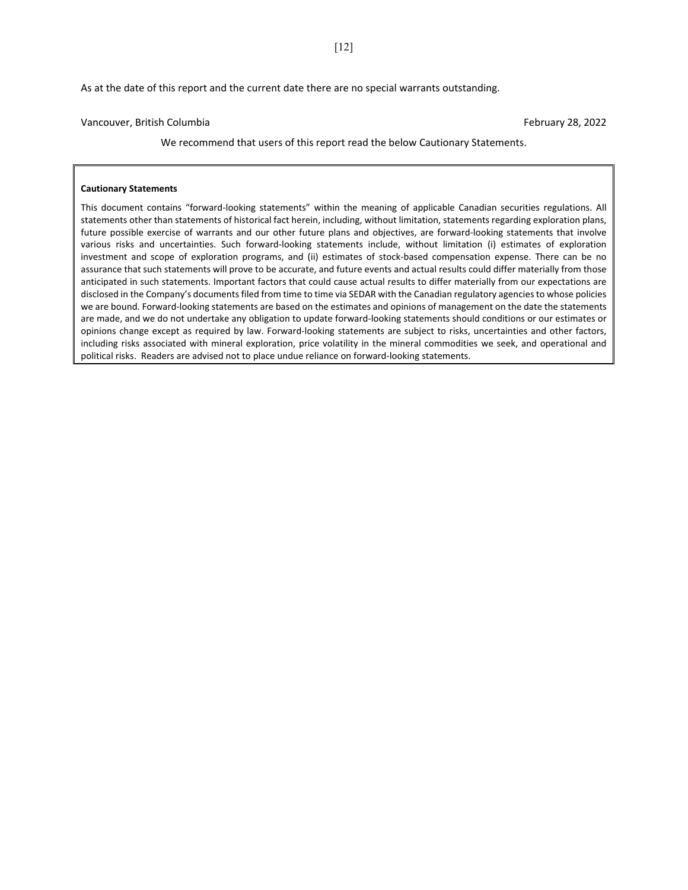As at the date of this report and the current date there are no special warrants outstanding.

Vancouver, British Columbia February 28, 2022

We recommend that users of this report read the below Cautionary Statements.

**Cautionary Statements**

This document contains “forward-looking statements” within the meaning of applicable Canadian securities regulations. All statements other than statements of historical fact herein, including, without limitation, statements regarding exploration plans, future possible exercise of warrants and our other future plans and objectives, are forward-looking statements that involve various risks and uncertainties. Such forward-looking statements include, without limitation (i) estimates of exploration investment and scope of exploration programs, and (ii) estimates of stock-based compensation expense. There can be no assurance that such statements will prove to be accurate, and future events and actual results could differ materially from those anticipated in such statements. Important factors that could cause actual results to differ materially from our expectations are disclosed in the Company’s documents filed from time to time via SEDAR with the Canadian regulatory agencies to whose policies we are bound. Forward-looking statements are based on the estimates and opinions of management on the date the statements are made, and we do not undertake any obligation to update forward-looking statements should conditions or our estimates or opinions change except as required by law. Forward-looking statements are subject to risks, uncertainties and other factors, including risks associated with mineral exploration, price volatility in the mineral commodities we seek, and operational and political risks. Readers are advised not to place undue reliance on forward-looking statements.